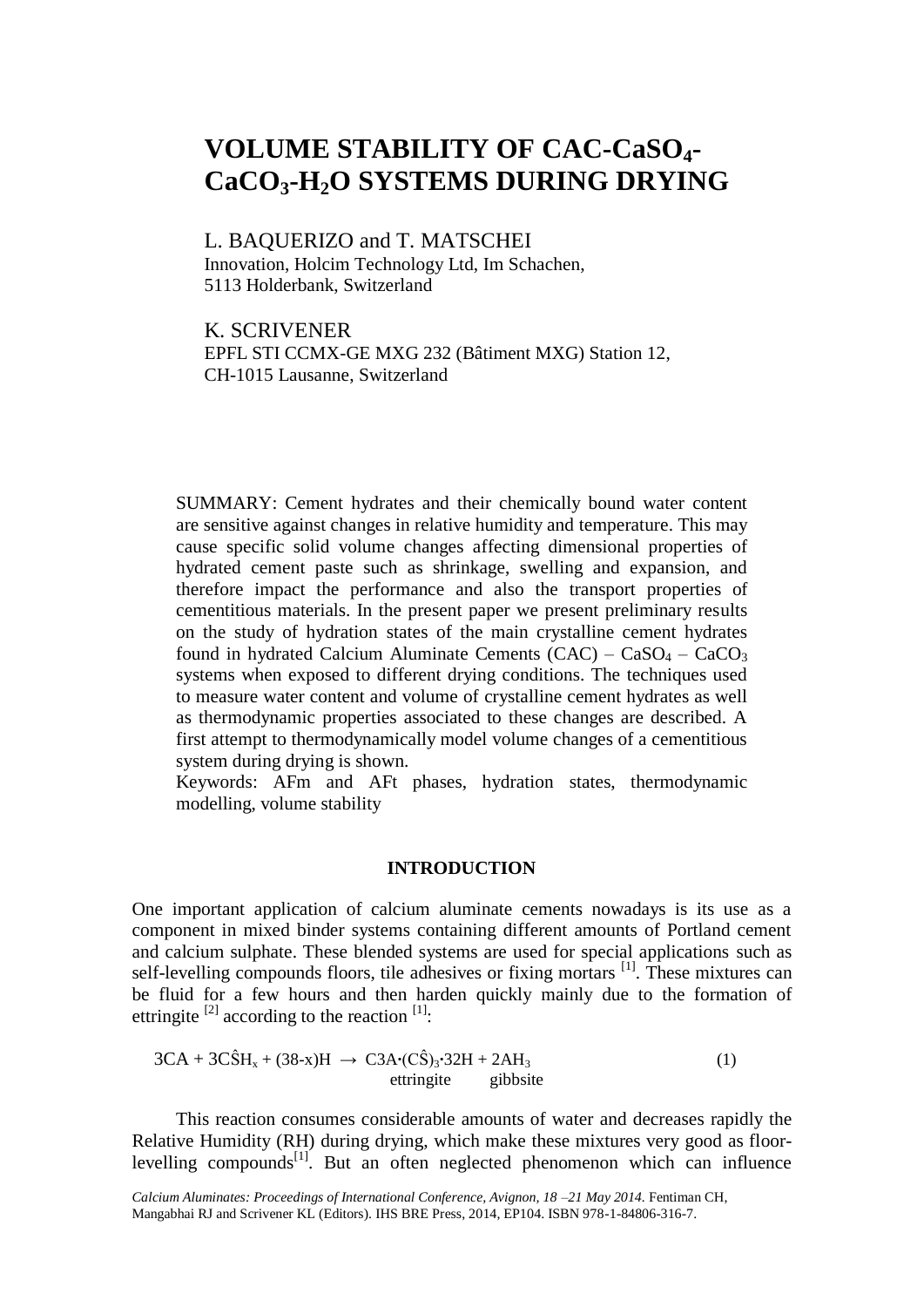# VOLUME STABILITY OF CAC-$CaSO_4$-$CaCO_3$-$H_2O$ SYSTEMS DURING DRYING

L. BAQUERIZO and T. MATSCHEI
Innovation, Holcim Technology Ltd, Im Schachen,
5113 Holderbank, Switzerland

K. SCRIVENER
EPFL STI CCMX-GE MXG 232 (Bâtiment MXG) Station 12,
CH-1015 Lausanne, Switzerland

SUMMARY: Cement hydrates and their chemically bound water content are sensitive against changes in relative humidity and temperature. This may cause specific solid volume changes affecting dimensional properties of hydrated cement paste such as shrinkage, swelling and expansion, and therefore impact the performance and also the transport properties of cementitious materials. In the present paper we present preliminary results on the study of hydration states of the main crystalline cement hydrates found in hydrated Calcium Aluminate Cements (CAC) – $CaSO_4$ – $CaCO_3$ systems when exposed to different drying conditions. The techniques used to measure water content and volume of crystalline cement hydrates as well as thermodynamic properties associated to these changes are described. A first attempt to thermodynamically model volume changes of a cementitious system during drying is shown.

Keywords: AFm and AFt phases, hydration states, thermodynamic modelling, volume stability

## INTRODUCTION

One important application of calcium aluminate cements nowadays is its use as a component in mixed binder systems containing different amounts of Portland cement and calcium sulphate. These blended systems are used for special applications such as self-levelling compounds floors, tile adhesives or fixing mortars [1]. These mixtures can be fluid for a few hours and then harden quickly mainly due to the formation of ettringite [2] according to the reaction [1]:

$$3CA + 3C\hat{S}H_x + (38\text{-}x)H \rightarrow \underset{\text{ettringite}}{C3A{\cdot}(C\hat{S})_3{\cdot}32H} + \underset{\text{gibbsite}}{2AH_3} \quad (1)$$

This reaction consumes considerable amounts of water and decreases rapidly the Relative Humidity (RH) during drying, which make these mixtures very good as floor-levelling compounds[1]. But an often neglected phenomenon which can influence

*Calcium Aluminates: Proceedings of International Conference, Avignon, 18 –21 May 2014.* Fentiman CH, Mangabhai RJ and Scrivener KL (Editors). IHS BRE Press, 2014, EP104. ISBN 978-1-84806-316-7.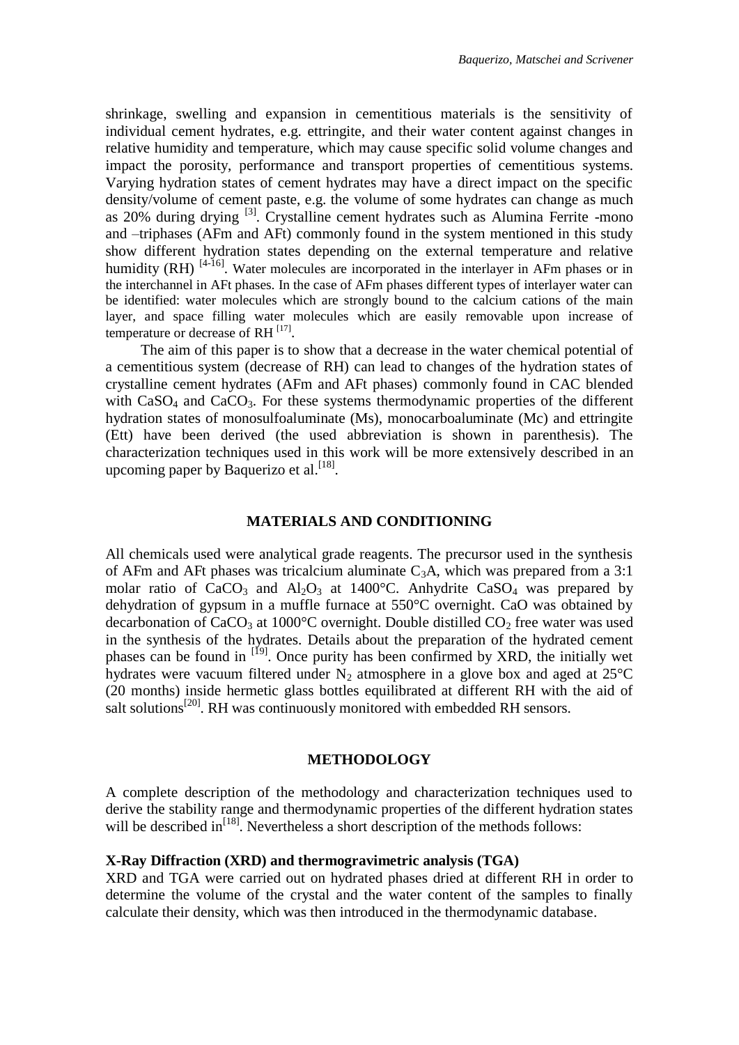shrinkage, swelling and expansion in cementitious materials is the sensitivity of individual cement hydrates, e.g. ettringite, and their water content against changes in relative humidity and temperature, which may cause specific solid volume changes and impact the porosity, performance and transport properties of cementitious systems. Varying hydration states of cement hydrates may have a direct impact on the specific density/volume of cement paste, e.g. the volume of some hydrates can change as much as 20% during drying [3]. Crystalline cement hydrates such as Alumina Ferrite -mono and –triphases (AFm and AFt) commonly found in the system mentioned in this study show different hydration states depending on the external temperature and relative humidity (RH) [4-16]. Water molecules are incorporated in the interlayer in AFm phases or in the interchannel in AFt phases. In the case of AFm phases different types of interlayer water can be identified: water molecules which are strongly bound to the calcium cations of the main layer, and space filling water molecules which are easily removable upon increase of temperature or decrease of RH [17].

The aim of this paper is to show that a decrease in the water chemical potential of a cementitious system (decrease of RH) can lead to changes of the hydration states of crystalline cement hydrates (AFm and AFt phases) commonly found in CAC blended with $CaSO_4$ and $CaCO_3$. For these systems thermodynamic properties of the different hydration states of monosulfoaluminate (Ms), monocarboaluminate (Mc) and ettringite (Ett) have been derived (the used abbreviation is shown in parenthesis). The characterization techniques used in this work will be more extensively described in an upcoming paper by Baquerizo et al.[18].

## MATERIALS AND CONDITIONING

All chemicals used were analytical grade reagents. The precursor used in the synthesis of AFm and AFt phases was tricalcium aluminate $C_3A$, which was prepared from a 3:1 molar ratio of $CaCO_3$ and $Al_2O_3$ at 1400°C. Anhydrite $CaSO_4$ was prepared by dehydration of gypsum in a muffle furnace at 550°C overnight. CaO was obtained by decarbonation of $CaCO_3$ at 1000°C overnight. Double distilled $CO_2$ free water was used in the synthesis of the hydrates. Details about the preparation of the hydrated cement phases can be found in [19]. Once purity has been confirmed by XRD, the initially wet hydrates were vacuum filtered under $N_2$ atmosphere in a glove box and aged at 25°C (20 months) inside hermetic glass bottles equilibrated at different RH with the aid of salt solutions[20]. RH was continuously monitored with embedded RH sensors.

## METHODOLOGY

A complete description of the methodology and characterization techniques used to derive the stability range and thermodynamic properties of the different hydration states will be described in[18]. Nevertheless a short description of the methods follows:

### X-Ray Diffraction (XRD) and thermogravimetric analysis (TGA)

XRD and TGA were carried out on hydrated phases dried at different RH in order to determine the volume of the crystal and the water content of the samples to finally calculate their density, which was then introduced in the thermodynamic database.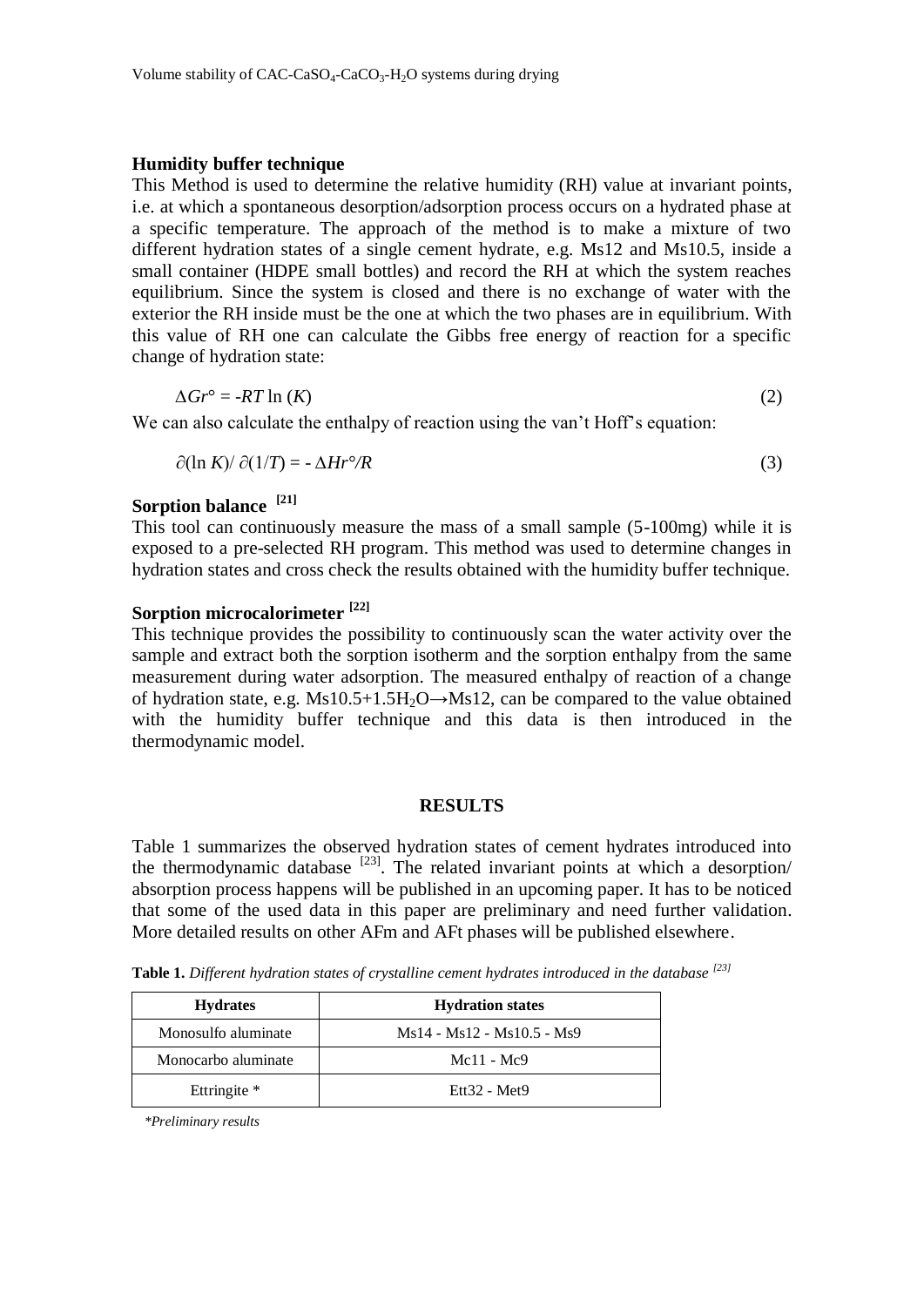### Humidity buffer technique

This Method is used to determine the relative humidity (RH) value at invariant points, i.e. at which a spontaneous desorption/adsorption process occurs on a hydrated phase at a specific temperature. The approach of the method is to make a mixture of two different hydration states of a single cement hydrate, e.g. Ms12 and Ms10.5, inside a small container (HDPE small bottles) and record the RH at which the system reaches equilibrium. Since the system is closed and there is no exchange of water with the exterior the RH inside must be the one at which the two phases are in equilibrium. With this value of RH one can calculate the Gibbs free energy of reaction for a specific change of hydration state:

$$\Delta Gr° = -RT \ln (K) \tag{2}$$

We can also calculate the enthalpy of reaction using the van't Hoff's equation:

$$\partial(\ln K)/ \partial(1/T) = - \Delta Hr°/R \tag{3}$$

### Sorption balance [21]

This tool can continuously measure the mass of a small sample (5-100mg) while it is exposed to a pre-selected RH program. This method was used to determine changes in hydration states and cross check the results obtained with the humidity buffer technique.

### Sorption microcalorimeter [22]

This technique provides the possibility to continuously scan the water activity over the sample and extract both the sorption isotherm and the sorption enthalpy from the same measurement during water adsorption. The measured enthalpy of reaction of a change of hydration state, e.g. $Ms10.5+1.5H_2O \rightarrow Ms12$, can be compared to the value obtained with the humidity buffer technique and this data is then introduced in the thermodynamic model.

## RESULTS

Table 1 summarizes the observed hydration states of cement hydrates introduced into the thermodynamic database [23]. The related invariant points at which a desorption/ absorption process happens will be published in an upcoming paper. It has to be noticed that some of the used data in this paper are preliminary and need further validation. More detailed results on other AFm and AFt phases will be published elsewhere.

**Table 1.** *Different hydration states of crystalline cement hydrates introduced in the database [23]*

| Hydrates | Hydration states |
|---|---|
| Monosulfo aluminate | Ms14 - Ms12 - Ms10.5 - Ms9 |
| Monocarbo aluminate | Mc11 - Mc9 |
| Ettringite * | Ett32 - Met9 |

*\*Preliminary results*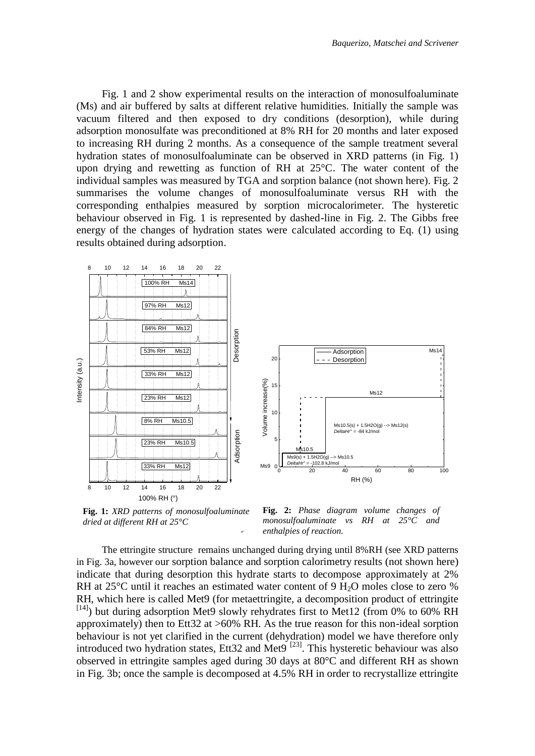Fig. 1 and 2 show experimental results on the interaction of monosulfoaluminate (Ms) and air buffered by salts at different relative humidities. Initially the sample was vacuum filtered and then exposed to dry conditions (desorption), while during adsorption monosulfate was preconditioned at 8% RH for 20 months and later exposed to increasing RH during 2 months. As a consequence of the sample treatment several hydration states of monosulfoaluminate can be observed in XRD patterns (in Fig. 1) upon drying and rewetting as function of RH at 25°C. The water content of the individual samples was measured by TGA and sorption balance (not shown here). Fig. 2 summarises the volume changes of monosulfoaluminate versus RH with the corresponding enthalpies measured by sorption microcalorimeter. The hysteretic behaviour observed in Fig. 1 is represented by dashed-line in Fig. 2. The Gibbs free energy of the changes of hydration states were calculated according to Eq. (1) using results obtained during adsorption.

**Fig. 1:** *XRD patterns of monosulfoaluminate dried at different RH at 25°C*

**Fig. 2:** *Phase diagram volume changes of monosulfoaluminate vs RH at 25°C and enthalpies of reaction.*

The ettringite structure remains unchanged during drying until 8%RH (see XRD patterns in Fig. 3a, however our sorption balance and sorption calorimetry results (not shown here) indicate that during desorption this hydrate starts to decompose approximately at 2% RH at 25°C until it reaches an estimated water content of 9 $H_2O$ moles close to zero % RH, which here is called Met9 (for metaettringite, a decomposition product of ettringite [14]) but during adsorption Met9 slowly rehydrates first to Met12 (from 0% to 60% RH approximately) then to Ett32 at >60% RH. As the true reason for this non-ideal sorption behaviour is not yet clarified in the current (dehydration) model we have therefore only introduced two hydration states, Ett32 and Met9 [23]. This hysteretic behaviour was also observed in ettringite samples aged during 30 days at 80°C and different RH as shown in Fig. 3b; once the sample is decomposed at 4.5% RH in order to recrystallize ettringite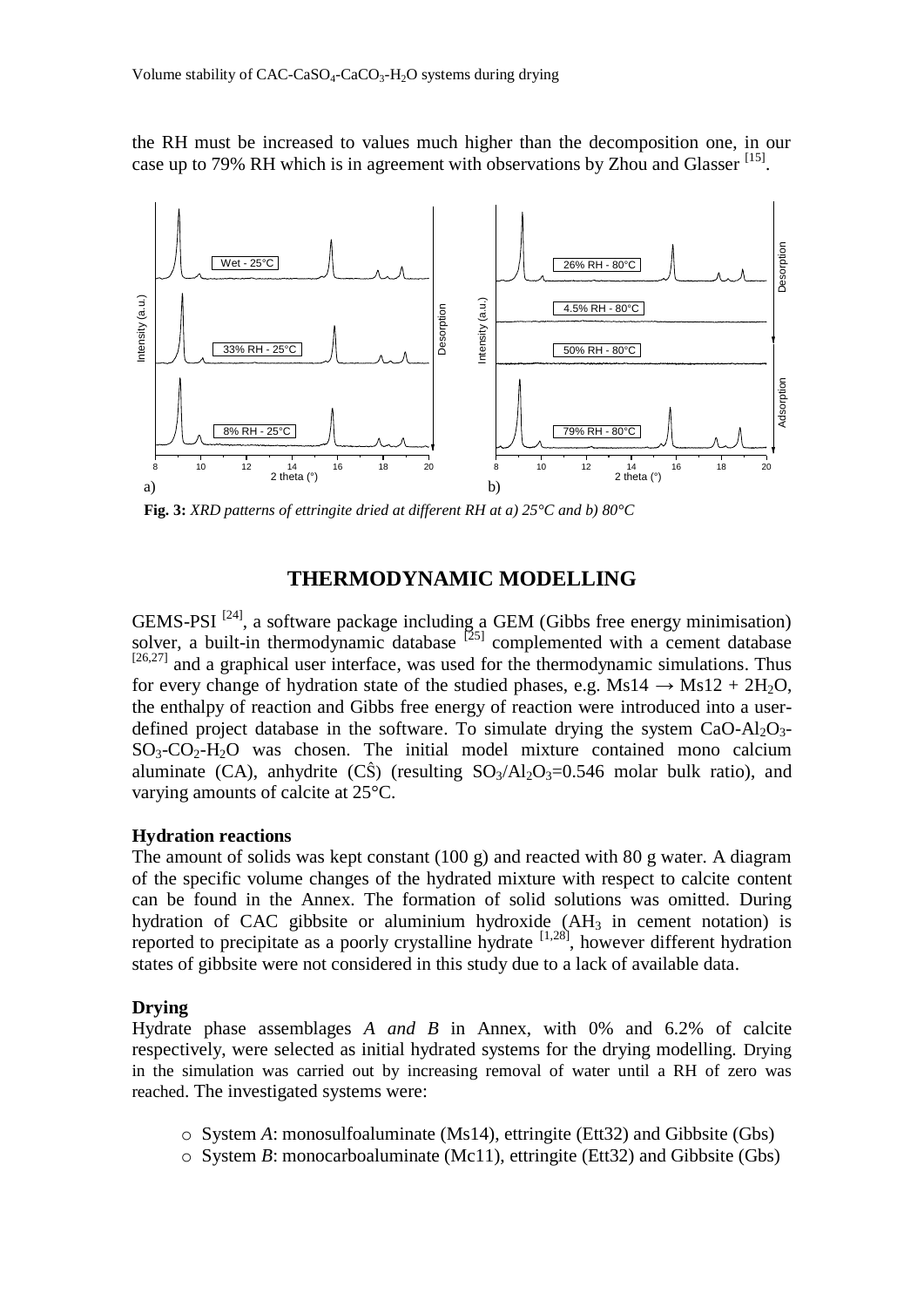the RH must be increased to values much higher than the decomposition one, in our case up to 79% RH which is in agreement with observations by Zhou and Glasser [15].

**Fig. 3:** *XRD patterns of ettringite dried at different RH at a) 25°C and b) 80°C*

## THERMODYNAMIC MODELLING

GEMS-PSI [24], a software package including a GEM (Gibbs free energy minimisation) solver, a built-in thermodynamic database [25] complemented with a cement database [26,27] and a graphical user interface, was used for the thermodynamic simulations. Thus for every change of hydration state of the studied phases, e.g. $Ms14 \rightarrow Ms12 + 2H_2O$, the enthalpy of reaction and Gibbs free energy of reaction were introduced into a user-defined project database in the software. To simulate drying the system $CaO$-$Al_2O_3$-$SO_3$-$CO_2$-$H_2O$ was chosen. The initial model mixture contained mono calcium aluminate (CA), anhydrite ($C\hat{S}$) (resulting $SO_3/Al_2O_3$=0.546 molar bulk ratio), and varying amounts of calcite at 25°C.

### Hydration reactions

The amount of solids was kept constant (100 g) and reacted with 80 g water. A diagram of the specific volume changes of the hydrated mixture with respect to calcite content can be found in the Annex. The formation of solid solutions was omitted. During hydration of CAC gibbsite or aluminium hydroxide ($AH_3$ in cement notation) is reported to precipitate as a poorly crystalline hydrate [1,28], however different hydration states of gibbsite were not considered in this study due to a lack of available data.

### Drying

Hydrate phase assemblages *A and B* in Annex, with 0% and 6.2% of calcite respectively, were selected as initial hydrated systems for the drying modelling. Drying in the simulation was carried out by increasing removal of water until a RH of zero was reached. The investigated systems were:

- System *A*: monosulfoaluminate (Ms14), ettringite (Ett32) and Gibbsite (Gbs)
- System *B*: monocarboaluminate (Mc11), ettringite (Ett32) and Gibbsite (Gbs)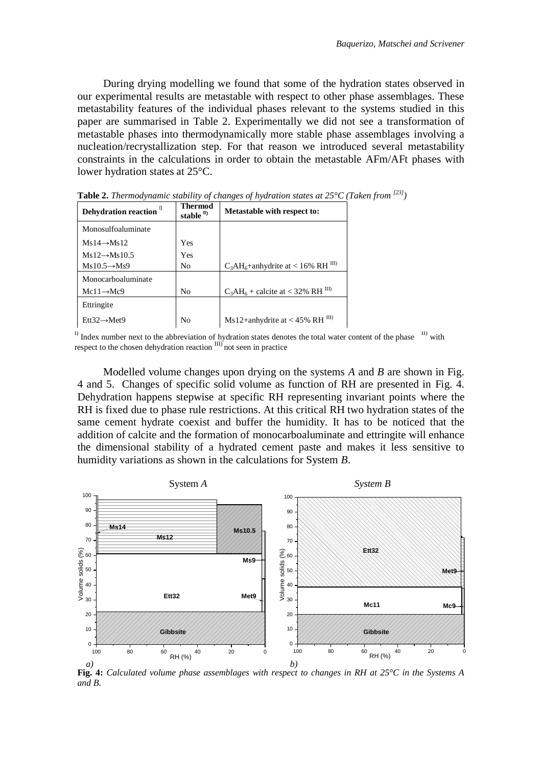During drying modelling we found that some of the hydration states observed in our experimental results are metastable with respect to other phase assemblages. These metastability features of the individual phases relevant to the systems studied in this paper are summarised in Table 2. Experimentally we did not see a transformation of metastable phases into thermodynamically more stable phase assemblages involving a nucleation/recrystallization step. For that reason we introduced several metastability constraints in the calculations in order to obtain the metastable AFm/AFt phases with lower hydration states at 25°C.

**Table 2.** *Thermodynamic stability of changes of hydration states at 25°C (Taken from [23])*

| Dehydration reaction [I)] | Thermod stable [II)] | Metastable with respect to: |
|---|---|---|
| Monosulfoaluminate | | |
| Ms14→Ms12 | Yes | |
| Ms12→Ms10.5 | Yes | |
| Ms10.5→Ms9 | No | $C_3AH_6$+anhydrite at < 16% RH [III)] |
| Monocarboaluminate | | |
| Mc11→Mc9 | No | $C_3AH_6$ + calcite at < 32% RH [III)] |
| Ettringite | | |
| Ett32→Met9 | No | Ms12+anhydrite at < 45% RH [III)] |

[I)] Index number next to the abbreviation of hydration states denotes the total water content of the phase [II)] with respect to the chosen dehydration reaction [III)] not seen in practice

Modelled volume changes upon drying on the systems *A* and *B* are shown in Fig. 4 and 5. Changes of specific solid volume as function of RH are presented in Fig. 4. Dehydration happens stepwise at specific RH representing invariant points where the RH is fixed due to phase rule restrictions. At this critical RH two hydration states of the same cement hydrate coexist and buffer the humidity. It has to be noticed that the addition of calcite and the formation of monocarboaluminate and ettringite will enhance the dimensional stability of a hydrated cement paste and makes it less sensitive to humidity variations as shown in the calculations for System *B*.

**Fig. 4:** *Calculated volume phase assemblages with respect to changes in RH at 25°C in the Systems A and B.*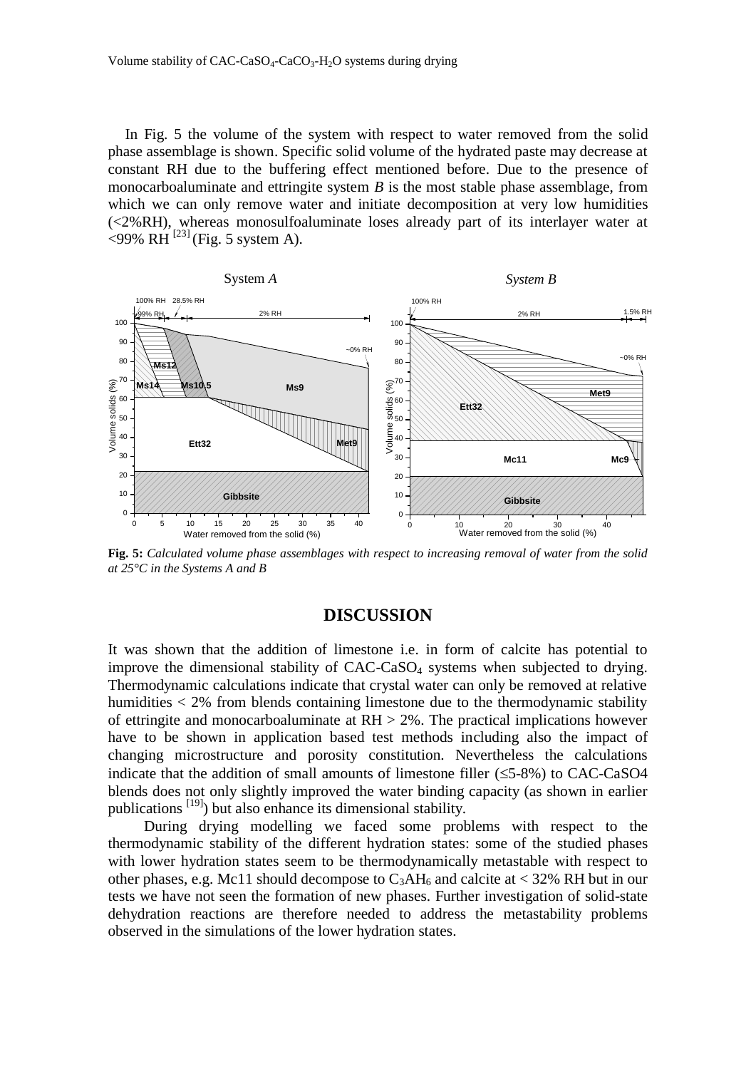In Fig. 5 the volume of the system with respect to water removed from the solid phase assemblage is shown. Specific solid volume of the hydrated paste may decrease at constant RH due to the buffering effect mentioned before. Due to the presence of monocarboaluminate and ettringite system *B* is the most stable phase assemblage, from which we can only remove water and initiate decomposition at very low humidities (<2%RH), whereas monosulfoaluminate loses already part of its interlayer water at <99% RH [23] (Fig. 5 system A).

**Fig. 5:** *Calculated volume phase assemblages with respect to increasing removal of water from the solid at 25°C in the Systems A and B*

## DISCUSSION

It was shown that the addition of limestone i.e. in form of calcite has potential to improve the dimensional stability of CAC-$CaSO_4$ systems when subjected to drying. Thermodynamic calculations indicate that crystal water can only be removed at relative humidities < 2% from blends containing limestone due to the thermodynamic stability of ettringite and monocarboaluminate at RH > 2%. The practical implications however have to be shown in application based test methods including also the impact of changing microstructure and porosity constitution. Nevertheless the calculations indicate that the addition of small amounts of limestone filler (≤5-8%) to CAC-CaSO4 blends does not only slightly improved the water binding capacity (as shown in earlier publications [19]) but also enhance its dimensional stability.

During drying modelling we faced some problems with respect to the thermodynamic stability of the different hydration states: some of the studied phases with lower hydration states seem to be thermodynamically metastable with respect to other phases, e.g. Mc11 should decompose to $C_3AH_6$ and calcite at < 32% RH but in our tests we have not seen the formation of new phases. Further investigation of solid-state dehydration reactions are therefore needed to address the metastability problems observed in the simulations of the lower hydration states.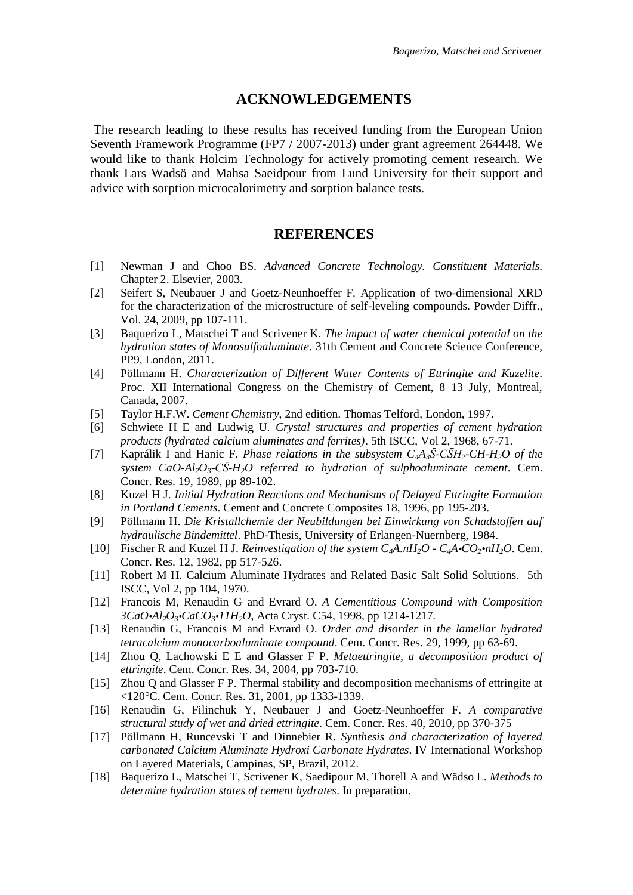## ACKNOWLEDGEMENTS

The research leading to these results has received funding from the European Union Seventh Framework Programme (FP7 / 2007-2013) under grant agreement 264448. We would like to thank Holcim Technology for actively promoting cement research. We thank Lars Wadsö and Mahsa Saeidpour from Lund University for their support and advice with sorption microcalorimetry and sorption balance tests.

## REFERENCES

[1] Newman J and Choo BS. *Advanced Concrete Technology. Constituent Materials*. Chapter 2. Elsevier, 2003.

[2] Seifert S, Neubauer J and Goetz-Neunhoeffer F. Application of two-dimensional XRD for the characterization of the microstructure of self-leveling compounds. Powder Diffr., Vol. 24, 2009, pp 107-111.

[3] Baquerizo L, Matschei T and Scrivener K. *The impact of water chemical potential on the hydration states of Monosulfoaluminate*. 31th Cement and Concrete Science Conference, PP9, London, 2011.

[4] Pöllmann H. *Characterization of Different Water Contents of Ettringite and Kuzelite*. Proc. XII International Congress on the Chemistry of Cement, 8–13 July, Montreal, Canada, 2007.

[5] Taylor H.F.W. *Cement Chemistry*, 2nd edition. Thomas Telford, London, 1997.

[6] Schwiete H E and Ludwig U. *Crystal structures and properties of cement hydration products (hydrated calcium aluminates and ferrites)*. 5th ISCC, Vol 2, 1968, 67-71.

[7] Kaprálik I and Hanic F. *Phase relations in the subsystem $C_4A_3\bar{S}$-$C\bar{S}H_2$-CH-$H_2O$ of the system CaO-$Al_2O_3$-$C\bar{S}$-$H_2O$ referred to hydration of sulphoaluminate cement*. Cem. Concr. Res. 19, 1989, pp 89-102.

[8] Kuzel H J. *Initial Hydration Reactions and Mechanisms of Delayed Ettringite Formation in Portland Cements*. Cement and Concrete Composites 18, 1996, pp 195-203.

[9] Pöllmann H. *Die Kristallchemie der Neubildungen bei Einwirkung von Schadstoffen auf hydraulische Bindemittel*. PhD-Thesis, University of Erlangen-Nuernberg, 1984.

[10] Fischer R and Kuzel H J. *Reinvestigation of the system $C_4A.nH_2O$ - $C_4A{\bullet}CO_2{\bullet}nH_2O$*. Cem. Concr. Res. 12, 1982, pp 517-526.

[11] Robert M H. Calcium Aluminate Hydrates and Related Basic Salt Solid Solutions. 5th ISCC, Vol 2, pp 104, 1970.

[12] Francois M, Renaudin G and Evrard O. *A Cementitious Compound with Composition $3CaO{\bullet}Al_2O_3{\bullet}CaCO_3{\bullet}11H_2O$*, Acta Cryst. C54, 1998, pp 1214-1217.

[13] Renaudin G, Francois M and Evrard O. *Order and disorder in the lamellar hydrated tetracalcium monocarboaluminate compound*. Cem. Concr. Res. 29, 1999, pp 63-69.

[14] Zhou Q, Lachowski E E and Glasser F P. *Metaettringite, a decomposition product of ettringite*. Cem. Concr. Res. 34, 2004, pp 703-710.

[15] Zhou Q and Glasser F P. Thermal stability and decomposition mechanisms of ettringite at <120°C. Cem. Concr. Res. 31, 2001, pp 1333-1339.

[16] Renaudin G, Filinchuk Y, Neubauer J and Goetz-Neunhoeffer F. *A comparative structural study of wet and dried ettringite*. Cem. Concr. Res. 40, 2010, pp 370-375

[17] Pöllmann H, Runcevski T and Dinnebier R. *Synthesis and characterization of layered carbonated Calcium Aluminate Hydroxi Carbonate Hydrates*. IV International Workshop on Layered Materials, Campinas, SP, Brazil, 2012.

[18] Baquerizo L, Matschei T, Scrivener K, Saedipour M, Thorell A and Wädso L. *Methods to determine hydration states of cement hydrates*. In preparation.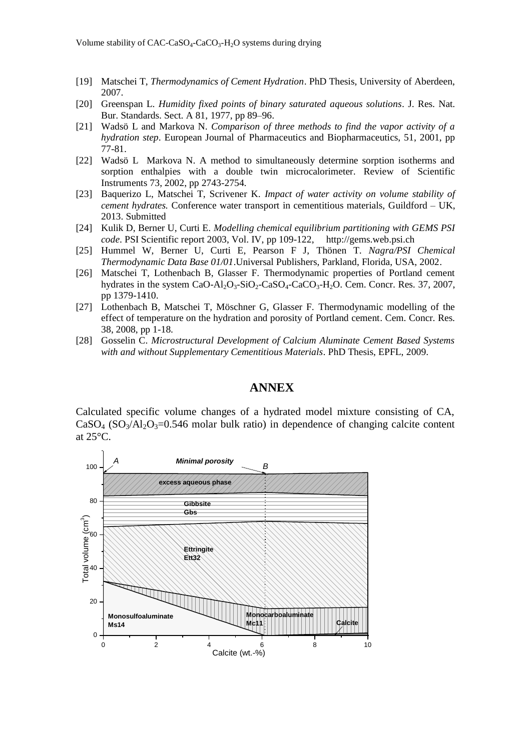[19] Matschei T, *Thermodynamics of Cement Hydration*. PhD Thesis, University of Aberdeen, 2007.

[20] Greenspan L. *Humidity fixed points of binary saturated aqueous solutions*. J. Res. Nat. Bur. Standards. Sect. A 81, 1977, pp 89–96.

[21] Wadsö L and Markova N. *Comparison of three methods to find the vapor activity of a hydration step*. European Journal of Pharmaceutics and Biopharmaceutics, 51, 2001, pp 77-81.

[22] Wadsö L Markova N. A method to simultaneously determine sorption isotherms and sorption enthalpies with a double twin microcalorimeter. Review of Scientific Instruments 73, 2002, pp 2743-2754.

[23] Baquerizo L, Matschei T, Scrivener K. *Impact of water activity on volume stability of cement hydrates.* Conference water transport in cementitious materials, Guildford – UK, 2013. Submitted

[24] Kulik D, Berner U, Curti E. *Modelling chemical equilibrium partitioning with GEMS PSI code*. PSI Scientific report 2003, Vol. IV, pp 109-122, http://gems.web.psi.ch

[25] Hummel W, Berner U, Curti E, Pearson F J, Thönen T. *Nagra/PSI Chemical Thermodynamic Data Base 01/01*.Universal Publishers, Parkland, Florida, USA, 2002.

[26] Matschei T, Lothenbach B, Glasser F. Thermodynamic properties of Portland cement hydrates in the system $CaO$-$Al_2O_3$-$SiO_2$-$CaSO_4$-$CaCO_3$-$H_2O$. Cem. Concr. Res. 37, 2007, pp 1379-1410.

[27] Lothenbach B, Matschei T, Möschner G, Glasser F. Thermodynamic modelling of the effect of temperature on the hydration and porosity of Portland cement. Cem. Concr. Res. 38, 2008, pp 1-18.

[28] Gosselin C. *Microstructural Development of Calcium Aluminate Cement Based Systems with and without Supplementary Cementitious Materials*. PhD Thesis, EPFL, 2009.

## ANNEX

Calculated specific volume changes of a hydrated model mixture consisting of CA, $CaSO_4$ ($SO_3/Al_2O_3$=0.546 molar bulk ratio) in dependence of changing calcite content at 25°C.

A
Minimal porosity
B
excess aqueous phase
Gibbsite
Gbs
Ettringite
Ett32
Monosulfoaluminate
Ms14
Monocarboaluminate
Mc11
Calcite
Total volume (cm³)
0
20
40
60
80
100
0
2
4
6
8
10
Calcite (wt.-%)